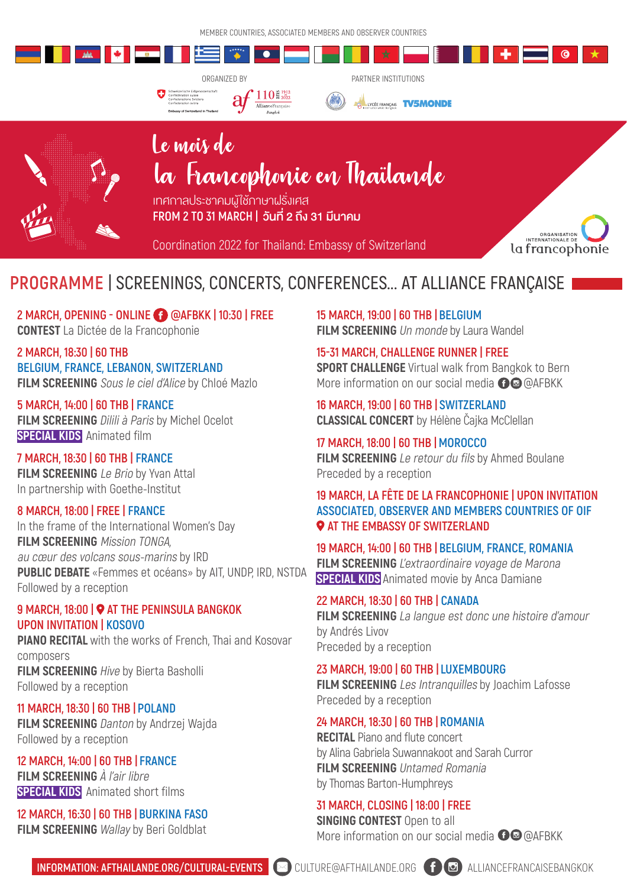MEMBER COUNTRIES, ASSOCIATED MEMBERS AND OBSERVER COUNTRIES

ORGANIZED BY

PARTNER INSTITUTIONS

# Le mois de la Francophonie en Thaïlande

เทศกาลประชาคมผู้ใช้ภาษาฝรั่งเศส

**FROM 2 TO 31 MARCH | วันที่ 2 ถึง 31 มีนาคม**

Coordination 2022 for Thailand: Embassy of Switzerland

ORGANISATION INTERNATIONALE DE la francophonie

## PROGRAMME | SCREENINGS, CONCERTS, CONFERENCES... AT ALLIANCE FRANÇAISE

**2 MARCH, OPENING - ONLINE @AFBKK | 10:30 | FREE**
**CONTEST** La Dictée de la Francophonie

**2 MARCH, 18:30 | 60 THB**
**BELGIUM, FRANCE, LEBANON, SWITZERLAND**
**FILM SCREENING** *Sous le ciel d'Alice* by Chloé Mazlo

**5 MARCH, 14:00 | 60 THB | FRANCE**
**FILM SCREENING** *Dilili à Paris* by Michel Ocelot
**SPECIAL KIDS** Animated film

**7 MARCH, 18:30 | 60 THB | FRANCE**
**FILM SCREENING** *Le Brio* by Yvan Attal
In partnership with Goethe-Institut

**8 MARCH, 18:00 | FREE | FRANCE**
In the frame of the International Women's Day
**FILM SCREENING** *Mission TONGA, au cœur des volcans sous-marins* by IRD
**PUBLIC DEBATE** «Femmes et océans» by AIT, UNDP, IRD, NSTDA
Followed by a reception

**9 MARCH, 18:00 | AT THE PENINSULA BANGKOK UPON INVITATION | KOSOVO**
**PIANO RECITAL** with the works of French, Thai and Kosovar composers
**FILM SCREENING** *Hive* by Bierta Basholli
Followed by a reception

**11 MARCH, 18:30 | 60 THB | POLAND**
**FILM SCREENING** *Danton* by Andrzej Wajda
Followed by a reception

**12 MARCH, 14:00 | 60 THB | FRANCE**
**FILM SCREENING** *À l'air libre*
**SPECIAL KIDS** Animated short films

**12 MARCH, 16:30 | 60 THB | BURKINA FASO**
**FILM SCREENING** *Wallay* by Beri Goldblat

**15 MARCH, 19:00 | 60 THB | BELGIUM**
**FILM SCREENING** *Un monde* by Laura Wandel

**15-31 MARCH, CHALLENGE RUNNER | FREE**
**SPORT CHALLENGE** Virtual walk from Bangkok to Bern
More information on our social media @AFBKK

**16 MARCH, 19:00 | 60 THB | SWITZERLAND**
**CLASSICAL CONCERT** by Hélène Čajka McClellan

**17 MARCH, 18:00 | 60 THB | MOROCCO**
**FILM SCREENING** *Le retour du fils* by Ahmed Boulane
Preceded by a reception

**19 MARCH, LA FÊTE DE LA FRANCOPHONIE | UPON INVITATION**
**ASSOCIATED, OBSERVER AND MEMBERS COUNTRIES OF OIF**
**AT THE EMBASSY OF SWITZERLAND**

**19 MARCH, 14:00 | 60 THB | BELGIUM, FRANCE, ROMANIA**
**FILM SCREENING** *L'extraordinaire voyage de Marona*
**SPECIAL KIDS** Animated movie by Anca Damiane

**22 MARCH, 18:30 | 60 THB | CANADA**
**FILM SCREENING** *La langue est donc une histoire d'amour* by Andrés Livov
Preceded by a reception

**23 MARCH, 19:00 | 60 THB | LUXEMBOURG**
**FILM SCREENING** *Les Intranquilles* by Joachim Lafosse
Preceded by a reception

**24 MARCH, 18:30 | 60 THB | ROMANIA**
**RECITAL** Piano and flute concert by Alina Gabriela Suwannakoot and Sarah Curror
**FILM SCREENING** *Untamed Romania* by Thomas Barton-Humphreys

**31 MARCH, CLOSING | 18:00 | FREE**
**SINGING CONTEST** Open to all
More information on our social media @AFBKK

**INFORMATION: AFTHAILANDE.ORG/CULTURAL-EVENTS** | CULTURE@AFTHAILANDE.ORG | ALLIANCEFRANCAISEBANGKOK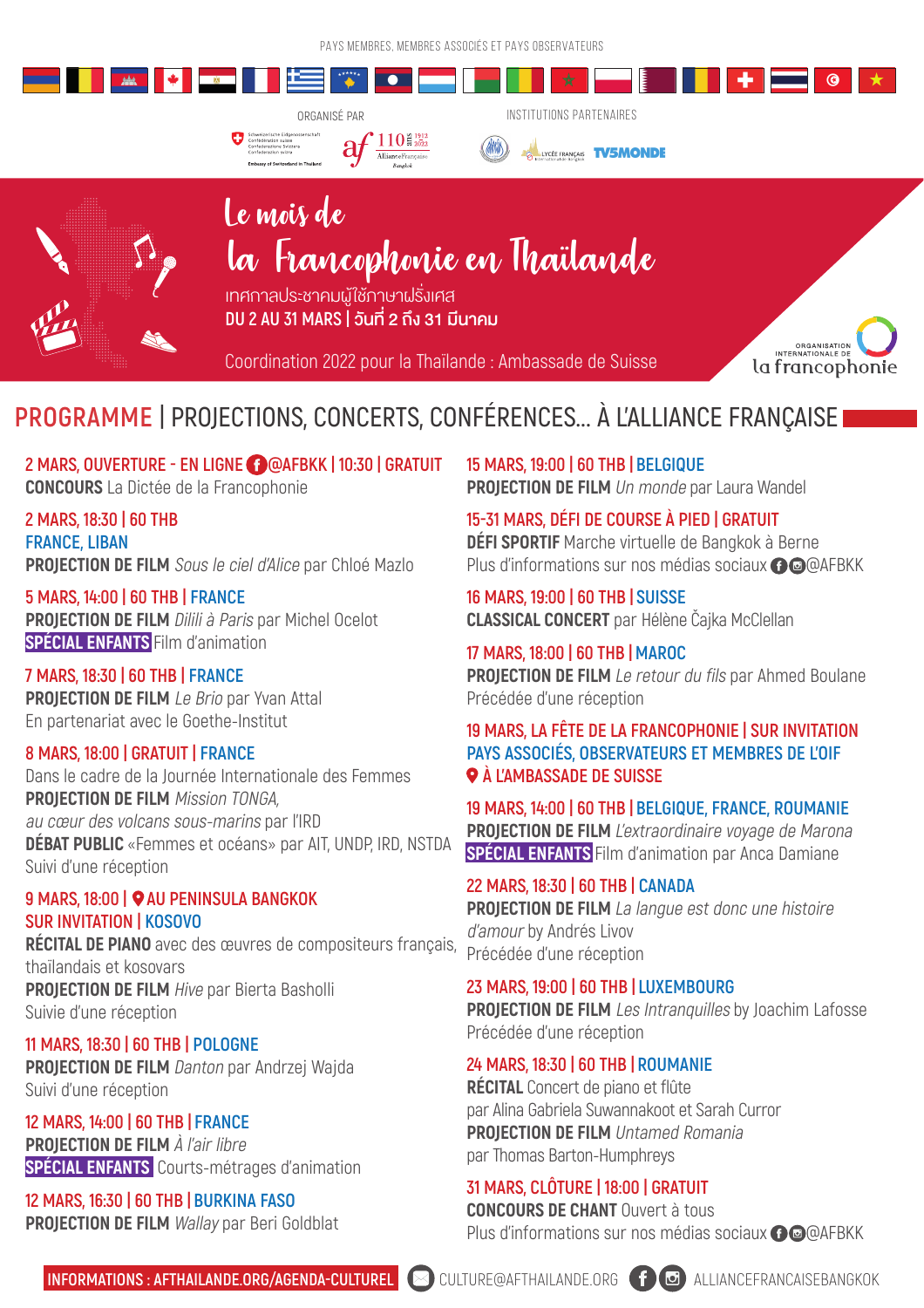PAYS MEMBRES, MEMBRES ASSOCIÉS ET PAYS OBSERVATEURS

ORGANISÉ PAR

INSTITUTIONS PARTENAIRES

# Le mois de la Francophonie en Thaïlande

เทศกาลประชาคมผู้ใช้ภาษาฝรั่งเศส

**DU 2 AU 31 MARS | วันที่ 2 ถึง 31 มีนาคม**

Coordination 2022 pour la Thaïlande : Ambassade de Suisse

ORGANISATION INTERNATIONALE DE la francophonie

## PROGRAMME | PROJECTIONS, CONCERTS, CONFÉRENCES... À L'ALLIANCE FRANÇAISE

**2 MARS, OUVERTURE - EN LIGNE @AFBKK | 10:30 | GRATUIT**
**CONCOURS** La Dictée de la Francophonie

**2 MARS, 18:30 | 60 THB**
**FRANCE, LIBAN**
**PROJECTION DE FILM** *Sous le ciel d'Alice* par Chloé Mazlo

**5 MARS, 14:00 | 60 THB | FRANCE**
**PROJECTION DE FILM** *Dilili à Paris* par Michel Ocelot
**SPÉCIAL ENFANTS** Film d'animation

**7 MARS, 18:30 | 60 THB | FRANCE**
**PROJECTION DE FILM** *Le Brio* par Yvan Attal
En partenariat avec le Goethe-Institut

**8 MARS, 18:00 | GRATUIT | FRANCE**
Dans le cadre de la Journée Internationale des Femmes
**PROJECTION DE FILM** *Mission TONGA, au cœur des volcans sous-marins* par l'IRD
**DÉBAT PUBLIC** «Femmes et océans» par AIT, UNDP, IRD, NSTDA
Suivi d'une réception

**9 MARS, 18:00 | AU PENINSULA BANGKOK**
**SUR INVITATION | KOSOVO**
**RÉCITAL DE PIANO** avec des œuvres de compositeurs français, thaïlandais et kosovars
**PROJECTION DE FILM** *Hive* par Bierta Basholli
Suivie d'une réception

**11 MARS, 18:30 | 60 THB | POLOGNE**
**PROJECTION DE FILM** *Danton* par Andrzej Wajda
Suivi d'une réception

**12 MARS, 14:00 | 60 THB | FRANCE**
**PROJECTION DE FILM** *À l'air libre*
**SPÉCIAL ENFANTS** Courts-métrages d'animation

**12 MARS, 16:30 | 60 THB | BURKINA FASO**
**PROJECTION DE FILM** *Wallay* par Beri Goldblat

**15 MARS, 19:00 | 60 THB | BELGIQUE**
**PROJECTION DE FILM** *Un monde* par Laura Wandel

**15-31 MARS, DÉFI DE COURSE À PIED | GRATUIT**
**DÉFI SPORTIF** Marche virtuelle de Bangkok à Berne
Plus d'informations sur nos médias sociaux @AFBKK

**16 MARS, 19:00 | 60 THB | SUISSE**
**CLASSICAL CONCERT** par Hélène Čajka McClellan

**17 MARS, 18:00 | 60 THB | MAROC**
**PROJECTION DE FILM** *Le retour du fils* par Ahmed Boulane
Précédée d'une réception

**19 MARS, LA FÊTE DE LA FRANCOPHONIE | SUR INVITATION**
**PAYS ASSOCIÉS, OBSERVATEURS ET MEMBRES DE L'OIF**
**À L'AMBASSADE DE SUISSE**

**19 MARS, 14:00 | 60 THB | BELGIQUE, FRANCE, ROUMANIE**
**PROJECTION DE FILM** *L'extraordinaire voyage de Marona*
**SPÉCIAL ENFANTS** Film d'animation par Anca Damiane

**22 MARS, 18:30 | 60 THB | CANADA**
**PROJECTION DE FILM** *La langue est donc une histoire d'amour* by Andrés Livov
Précédée d'une réception

**23 MARS, 19:00 | 60 THB | LUXEMBOURG**
**PROJECTION DE FILM** *Les Intranquilles* by Joachim Lafosse
Précédée d'une réception

**24 MARS, 18:30 | 60 THB | ROUMANIE**
**RÉCITAL** Concert de piano et flûte par Alina Gabriela Suwannakoot et Sarah Curror
**PROJECTION DE FILM** *Untamed Romania* par Thomas Barton-Humphreys

**31 MARS, CLÔTURE | 18:00 | GRATUIT**
**CONCOURS DE CHANT** Ouvert à tous
Plus d'informations sur nos médias sociaux @AFBKK

**INFORMATIONS : AFTHAILANDE.ORG/AGENDA-CULTUREL** | CULTURE@AFTHAILANDE.ORG | ALLIANCEFRANCAISEBANGKOK